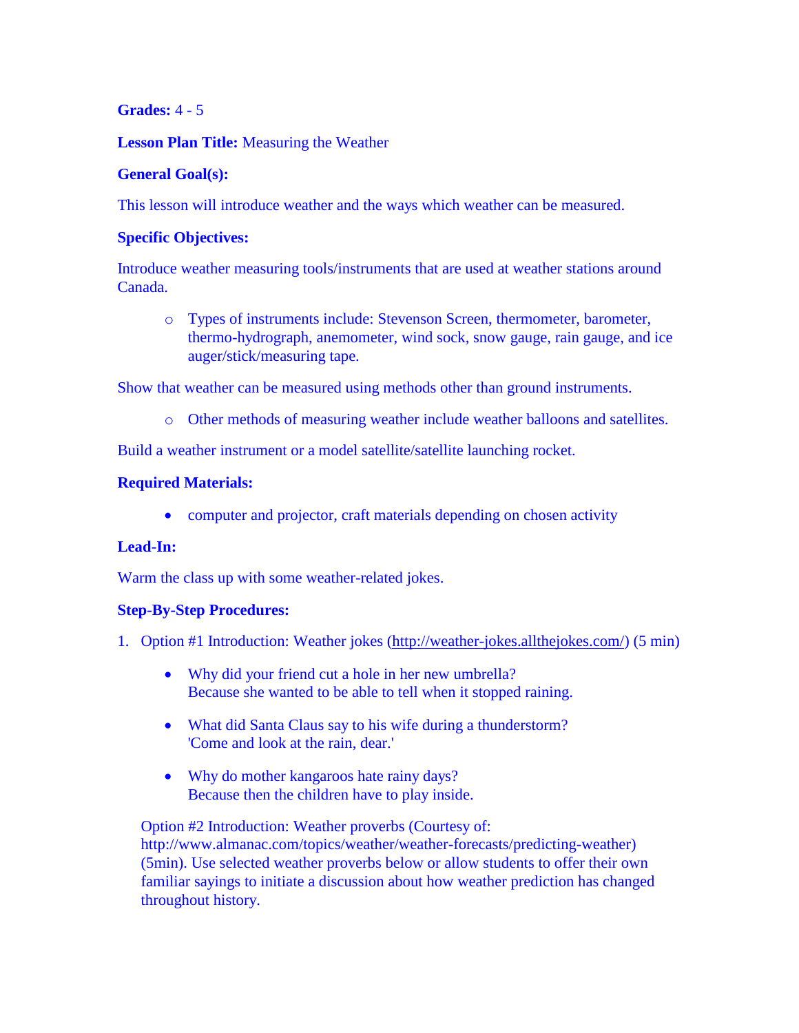**Grades:** 4 - 5

**Lesson Plan Title:** Measuring the Weather

**General Goal(s):**

This lesson will introduce weather and the ways which weather can be measured.

**Specific Objectives:**

Introduce weather measuring tools/instruments that are used at weather stations around Canada.

- Types of instruments include: Stevenson Screen, thermometer, barometer, thermo-hydrograph, anemometer, wind sock, snow gauge, rain gauge, and ice auger/stick/measuring tape.

Show that weather can be measured using methods other than ground instruments.

- Other methods of measuring weather include weather balloons and satellites.

Build a weather instrument or a model satellite/satellite launching rocket.

**Required Materials:**

- computer and projector, craft materials depending on chosen activity

**Lead-In:**

Warm the class up with some weather-related jokes.

**Step-By-Step Procedures:**

1. Option #1 Introduction: Weather jokes (http://weather-jokes.allthejokes.com/) (5 min)

   - Why did your friend cut a hole in her new umbrella?
     Because she wanted to be able to tell when it stopped raining.

   - What did Santa Claus say to his wife during a thunderstorm?
     'Come and look at the rain, dear.'

   - Why do mother kangaroos hate rainy days?
     Because then the children have to play inside.

   Option #2 Introduction: Weather proverbs (Courtesy of: http://www.almanac.com/topics/weather/weather-forecasts/predicting-weather) (5min). Use selected weather proverbs below or allow students to offer their own familiar sayings to initiate a discussion about how weather prediction has changed throughout history.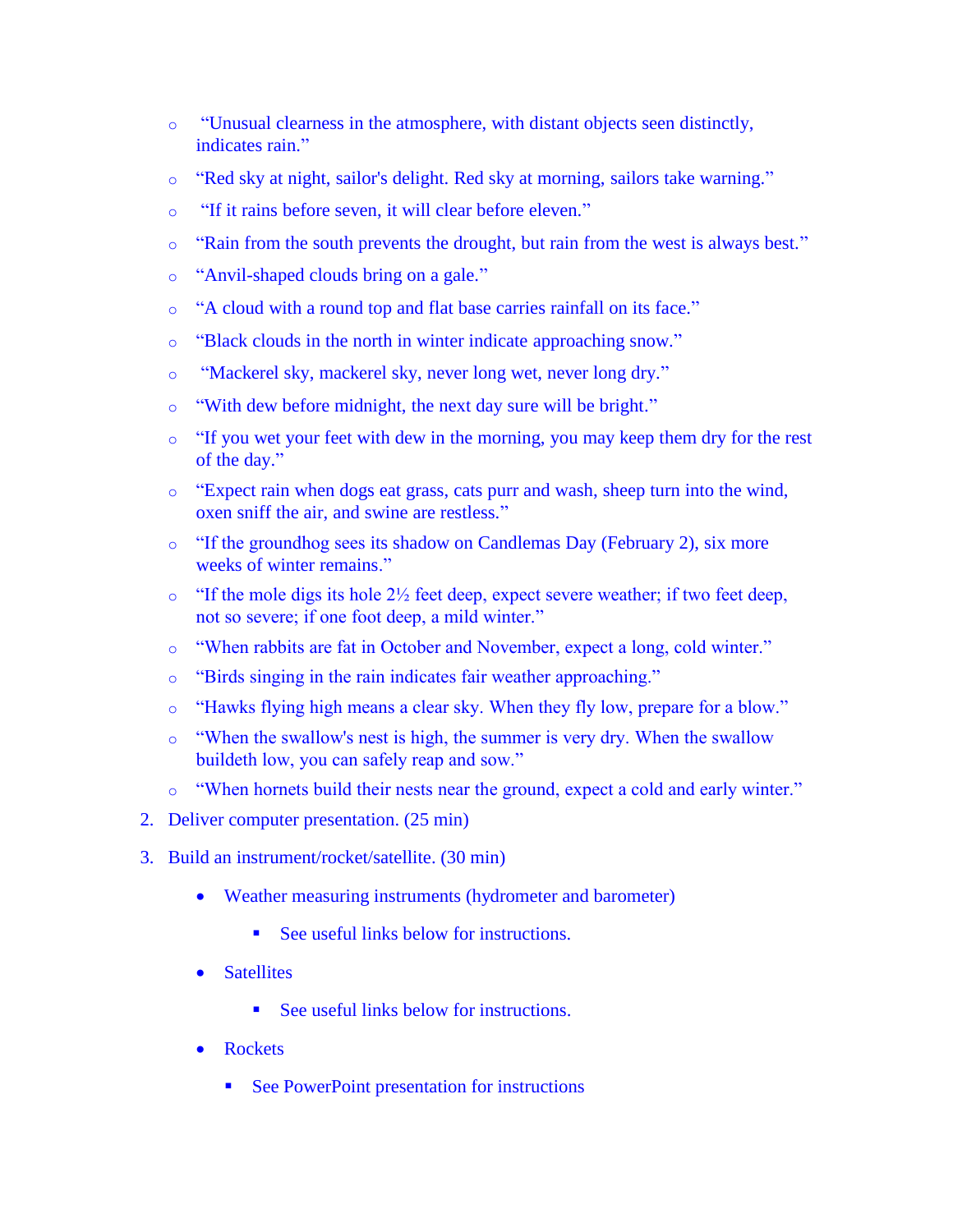- “Unusual clearness in the atmosphere, with distant objects seen distinctly, indicates rain.”
  - “Red sky at night, sailor's delight. Red sky at morning, sailors take warning.”
  - “If it rains before seven, it will clear before eleven.”
  - “Rain from the south prevents the drought, but rain from the west is always best.”
  - “Anvil-shaped clouds bring on a gale.”
  - “A cloud with a round top and flat base carries rainfall on its face.”
  - “Black clouds in the north in winter indicate approaching snow.”
  - “Mackerel sky, mackerel sky, never long wet, never long dry.”
  - “With dew before midnight, the next day sure will be bright.”
  - “If you wet your feet with dew in the morning, you may keep them dry for the rest of the day.”
  - “Expect rain when dogs eat grass, cats purr and wash, sheep turn into the wind, oxen sniff the air, and swine are restless.”
  - “If the groundhog sees its shadow on Candlemas Day (February 2), six more weeks of winter remains.”
  - “If the mole digs its hole 2½ feet deep, expect severe weather; if two feet deep, not so severe; if one foot deep, a mild winter.”
  - “When rabbits are fat in October and November, expect a long, cold winter.”
  - “Birds singing in the rain indicates fair weather approaching.”
  - “Hawks flying high means a clear sky. When they fly low, prepare for a blow.”
  - “When the swallow's nest is high, the summer is very dry. When the swallow buildeth low, you can safely reap and sow.”
  - “When hornets build their nests near the ground, expect a cold and early winter.”

2. Deliver computer presentation. (25 min)

3. Build an instrument/rocket/satellite. (30 min)

   - Weather measuring instruments (hydrometer and barometer)
     - See useful links below for instructions.
   - Satellites
     - See useful links below for instructions.
   - Rockets
     - See PowerPoint presentation for instructions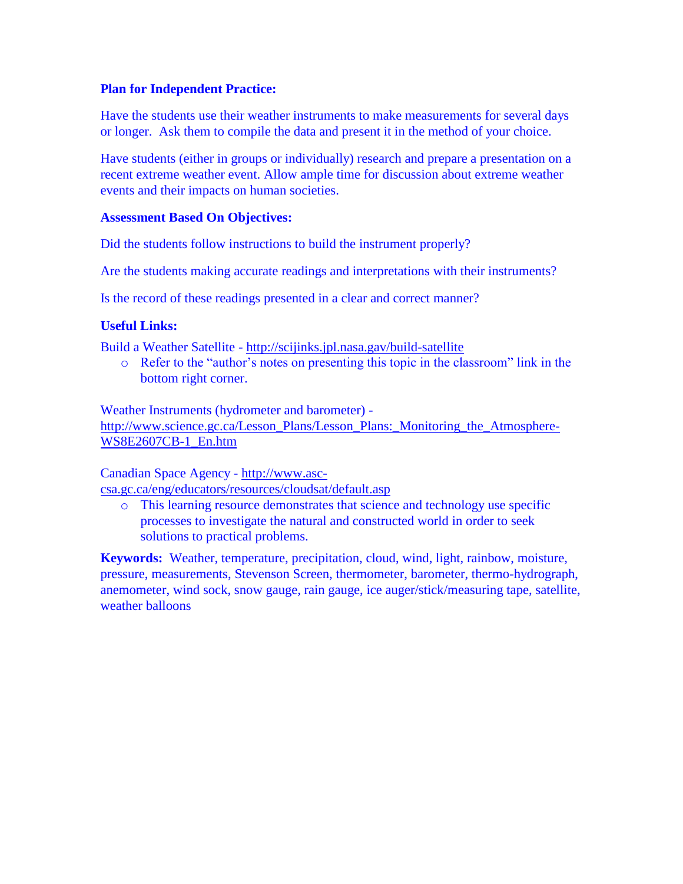**Plan for Independent Practice:**

Have the students use their weather instruments to make measurements for several days or longer. Ask them to compile the data and present it in the method of your choice.

Have students (either in groups or individually) research and prepare a presentation on a recent extreme weather event. Allow ample time for discussion about extreme weather events and their impacts on human societies.

**Assessment Based On Objectives:**

Did the students follow instructions to build the instrument properly?

Are the students making accurate readings and interpretations with their instruments?

Is the record of these readings presented in a clear and correct manner?

**Useful Links:**

Build a Weather Satellite - http://scijinks.jpl.nasa.gav/build-satellite

- Refer to the "author's notes on presenting this topic in the classroom" link in the bottom right corner.

Weather Instruments (hydrometer and barometer) - http://www.science.gc.ca/Lesson_Plans/Lesson_Plans:_Monitoring_the_Atmosphere-WS8E2607CB-1_En.htm

Canadian Space Agency - http://www.asc-csa.gc.ca/eng/educators/resources/cloudsat/default.asp

- This learning resource demonstrates that science and technology use specific processes to investigate the natural and constructed world in order to seek solutions to practical problems.

**Keywords:** Weather, temperature, precipitation, cloud, wind, light, rainbow, moisture, pressure, measurements, Stevenson Screen, thermometer, barometer, thermo-hydrograph, anemometer, wind sock, snow gauge, rain gauge, ice auger/stick/measuring tape, satellite, weather balloons